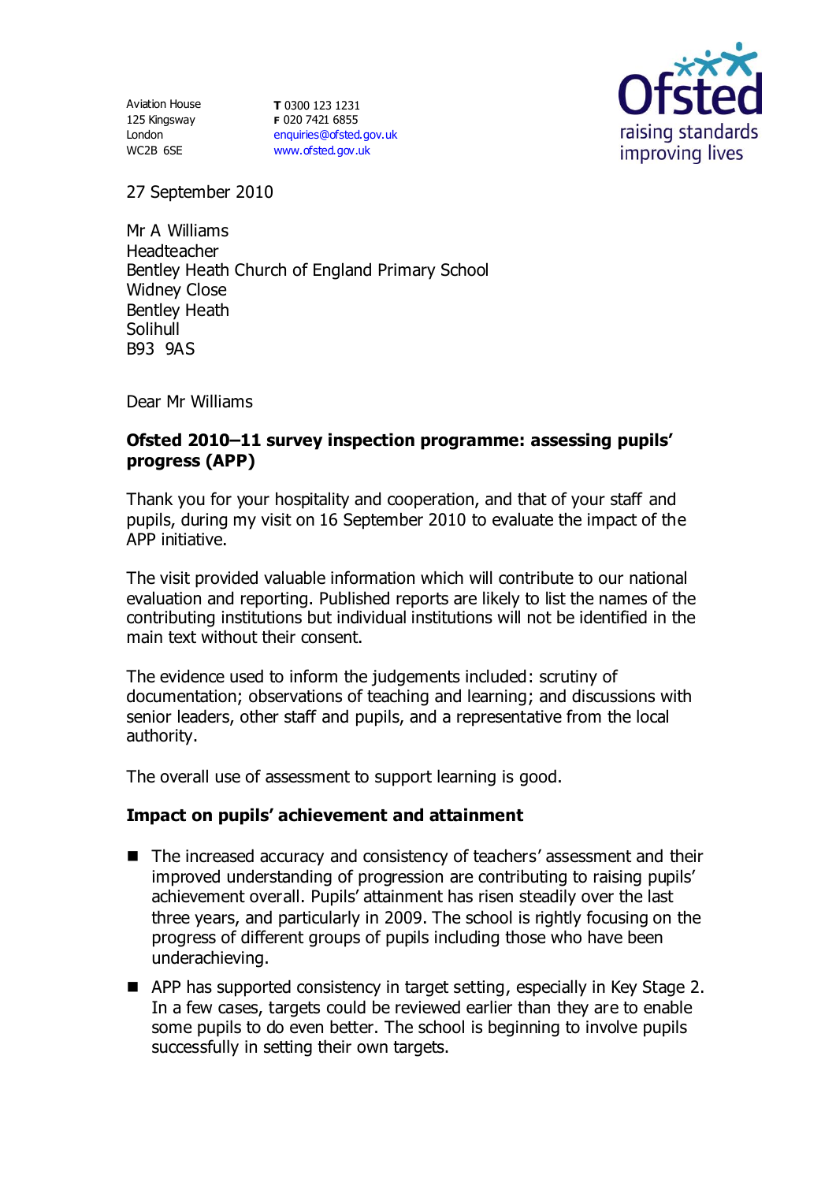Aviation House
125 Kingsway
London
WC2B 6SE

**T** 0300 123 1231
**F** 020 7421 6855
enquiries@ofsted.gov.uk
www.ofsted.gov.uk

Ofsted
raising standards
improving lives

27 September 2010

Mr A Williams
Headteacher
Bentley Heath Church of England Primary School
Widney Close
Bentley Heath
Solihull
B93 9AS

Dear Mr Williams

**Ofsted 2010–11 survey inspection programme: assessing pupils' progress (APP)**

Thank you for your hospitality and cooperation, and that of your staff and pupils, during my visit on 16 September 2010 to evaluate the impact of the APP initiative.

The visit provided valuable information which will contribute to our national evaluation and reporting. Published reports are likely to list the names of the contributing institutions but individual institutions will not be identified in the main text without their consent.

The evidence used to inform the judgements included: scrutiny of documentation; observations of teaching and learning; and discussions with senior leaders, other staff and pupils, and a representative from the local authority.

The overall use of assessment to support learning is good.

**Impact on pupils' achievement and attainment**

- The increased accuracy and consistency of teachers' assessment and their improved understanding of progression are contributing to raising pupils' achievement overall. Pupils' attainment has risen steadily over the last three years, and particularly in 2009. The school is rightly focusing on the progress of different groups of pupils including those who have been underachieving.
- APP has supported consistency in target setting, especially in Key Stage 2. In a few cases, targets could be reviewed earlier than they are to enable some pupils to do even better. The school is beginning to involve pupils successfully in setting their own targets.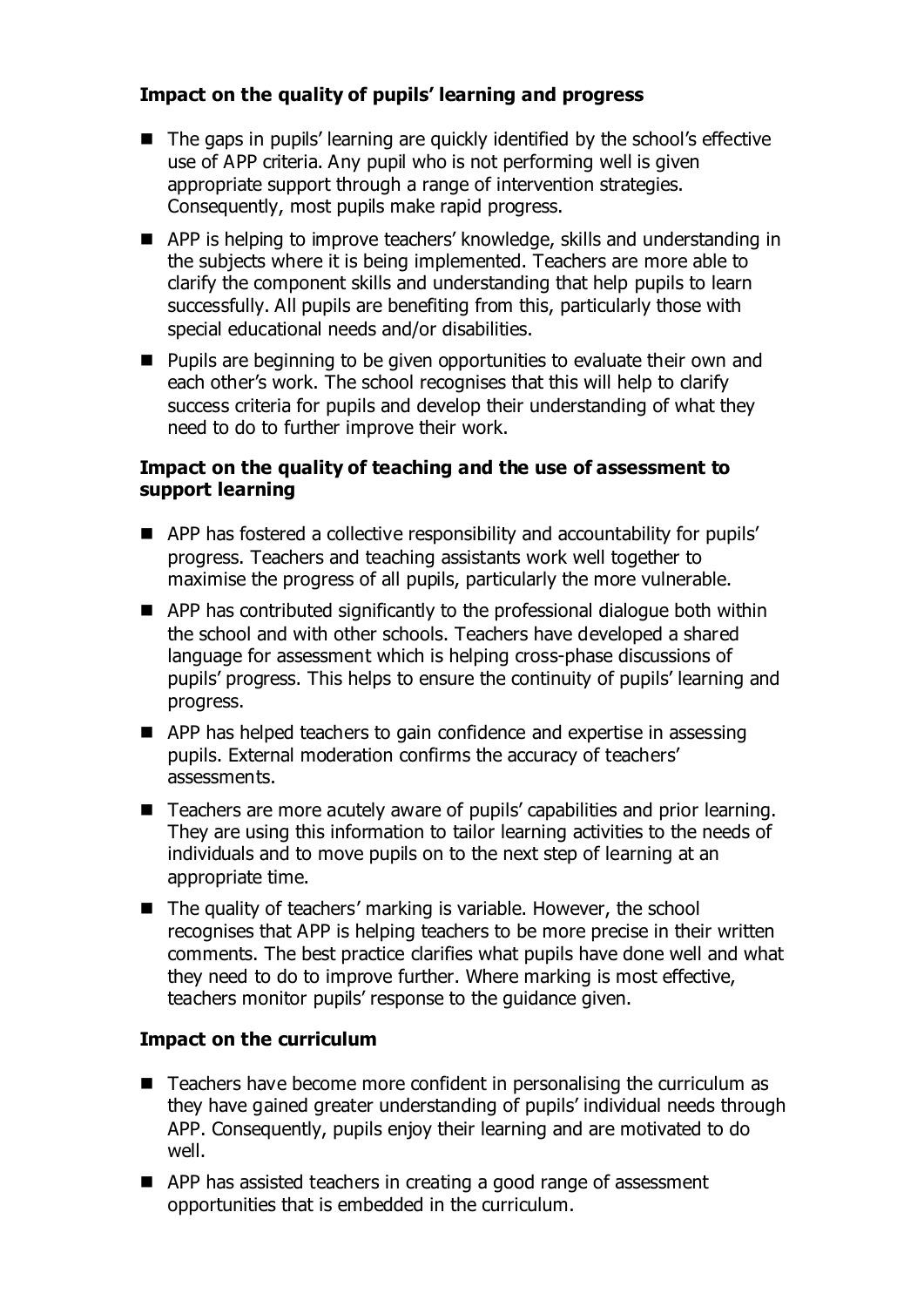### Impact on the quality of pupils' learning and progress

- The gaps in pupils' learning are quickly identified by the school's effective use of APP criteria. Any pupil who is not performing well is given appropriate support through a range of intervention strategies. Consequently, most pupils make rapid progress.
- APP is helping to improve teachers' knowledge, skills and understanding in the subjects where it is being implemented. Teachers are more able to clarify the component skills and understanding that help pupils to learn successfully. All pupils are benefiting from this, particularly those with special educational needs and/or disabilities.
- Pupils are beginning to be given opportunities to evaluate their own and each other's work. The school recognises that this will help to clarify success criteria for pupils and develop their understanding of what they need to do to further improve their work.

### Impact on the quality of teaching and the use of assessment to support learning

- APP has fostered a collective responsibility and accountability for pupils' progress. Teachers and teaching assistants work well together to maximise the progress of all pupils, particularly the more vulnerable.
- APP has contributed significantly to the professional dialogue both within the school and with other schools. Teachers have developed a shared language for assessment which is helping cross-phase discussions of pupils' progress. This helps to ensure the continuity of pupils' learning and progress.
- APP has helped teachers to gain confidence and expertise in assessing pupils. External moderation confirms the accuracy of teachers' assessments.
- Teachers are more acutely aware of pupils' capabilities and prior learning. They are using this information to tailor learning activities to the needs of individuals and to move pupils on to the next step of learning at an appropriate time.
- The quality of teachers' marking is variable. However, the school recognises that APP is helping teachers to be more precise in their written comments. The best practice clarifies what pupils have done well and what they need to do to improve further. Where marking is most effective, teachers monitor pupils' response to the guidance given.

### Impact on the curriculum

- Teachers have become more confident in personalising the curriculum as they have gained greater understanding of pupils' individual needs through APP. Consequently, pupils enjoy their learning and are motivated to do well.
- APP has assisted teachers in creating a good range of assessment opportunities that is embedded in the curriculum.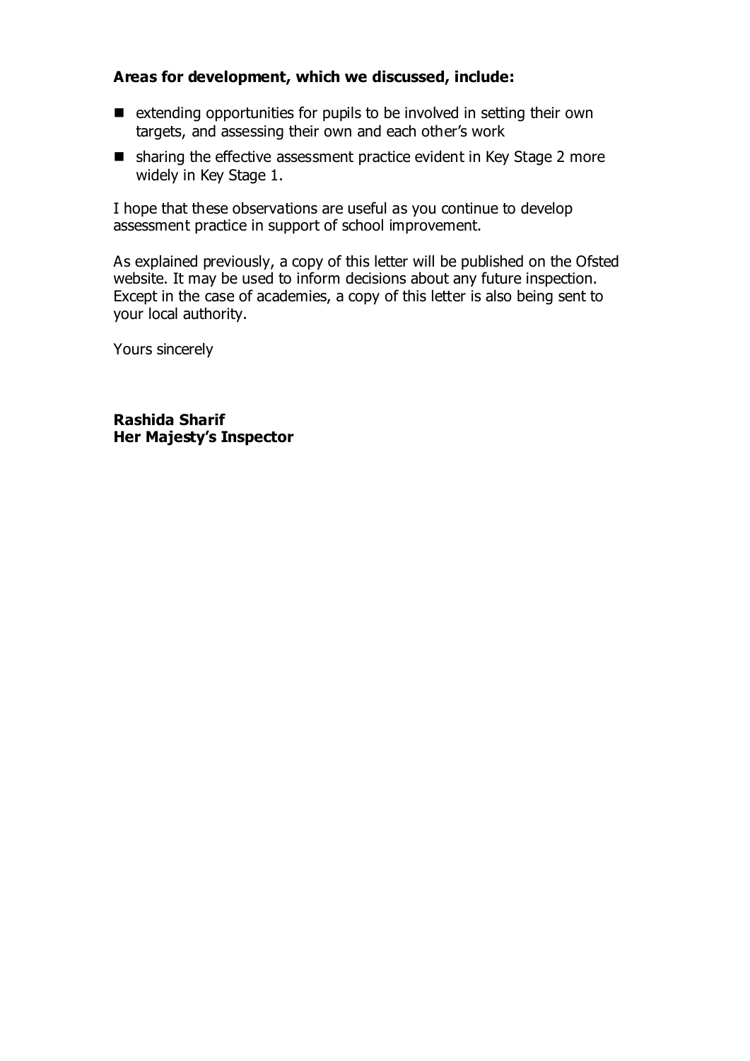**Areas for development, which we discussed, include:**

- extending opportunities for pupils to be involved in setting their own targets, and assessing their own and each other's work
- sharing the effective assessment practice evident in Key Stage 2 more widely in Key Stage 1.

I hope that these observations are useful as you continue to develop assessment practice in support of school improvement.

As explained previously, a copy of this letter will be published on the Ofsted website. It may be used to inform decisions about any future inspection. Except in the case of academies, a copy of this letter is also being sent to your local authority.

Yours sincerely

**Rashida Sharif**
**Her Majesty's Inspector**